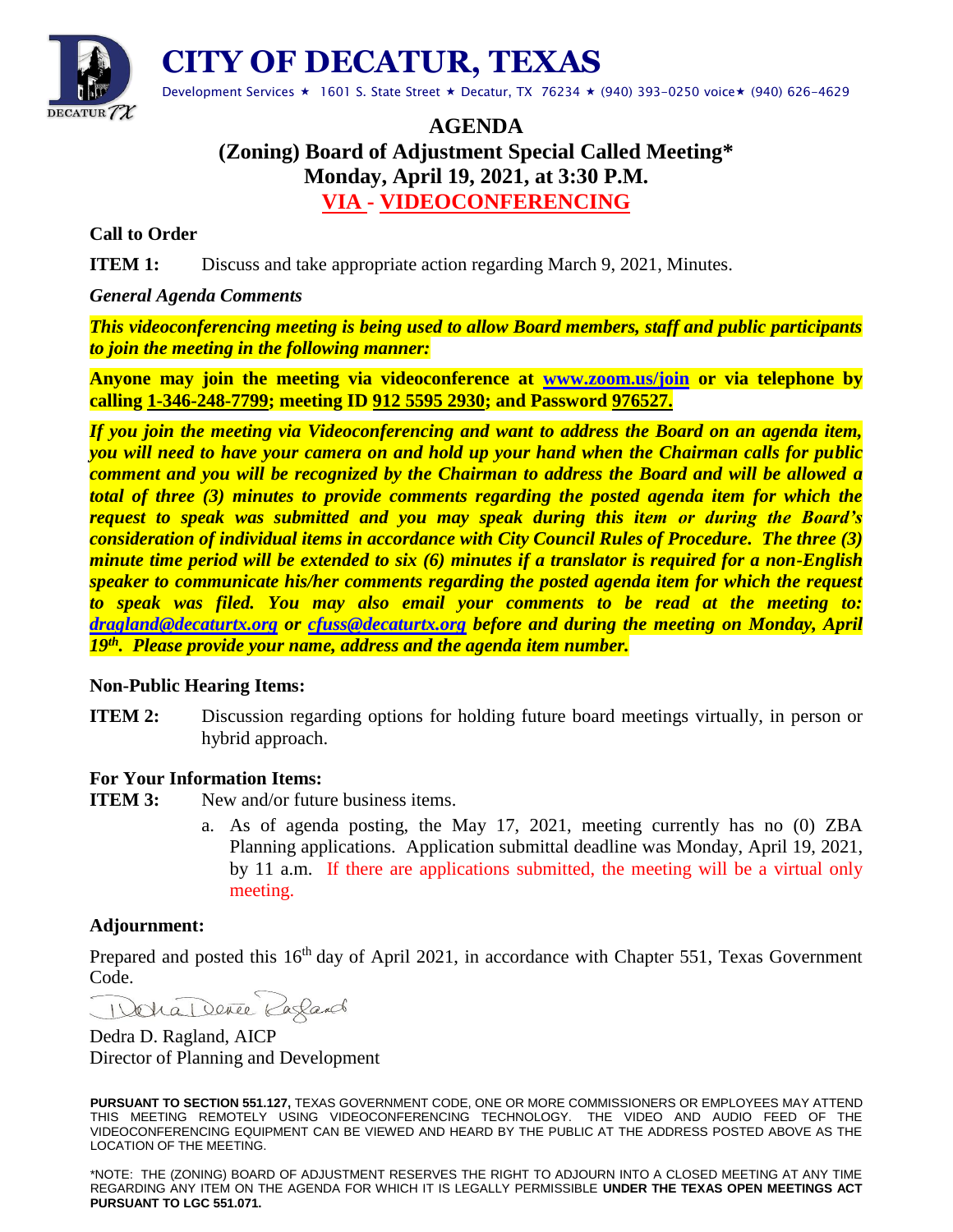# CITY OF DECATUR, TEXAS

Development Services ★ 1601 S. State Street ★ Decatur, TX 76234 ★ (940) 393-0250 voice★ (940) 626-4629

## AGENDA
## (Zoning) Board of Adjustment Special Called Meeting*
## Monday, April 19, 2021, at 3:30 P.M.
## VIA - VIDEOCONFERENCING

**Call to Order**

**ITEM 1:** Discuss and take appropriate action regarding March 9, 2021, Minutes.

***General Agenda Comments***

***This videoconferencing meeting is being used to allow Board members, staff and public participants to join the meeting in the following manner:***

**Anyone may join the meeting via videoconference at www.zoom.us/join or via telephone by calling 1-346-248-7799; meeting ID 912 5595 2930; and Password 976527.**

***If you join the meeting via Videoconferencing and want to address the Board on an agenda item, you will need to have your camera on and hold up your hand when the Chairman calls for public comment and you will be recognized by the Chairman to address the Board and will be allowed a total of three (3) minutes to provide comments regarding the posted agenda item for which the request to speak was submitted and you may speak during this item or during the Board's consideration of individual items in accordance with City Council Rules of Procedure. The three (3) minute time period will be extended to six (6) minutes if a translator is required for a non-English speaker to communicate his/her comments regarding the posted agenda item for which the request to speak was filed. You may also email your comments to be read at the meeting to: dragland@decaturtx.org or cfuss@decaturtx.org before and during the meeting on Monday, April 19th. Please provide your name, address and the agenda item number.***

**Non-Public Hearing Items:**

**ITEM 2:** Discussion regarding options for holding future board meetings virtually, in person or hybrid approach.

**For Your Information Items:**

**ITEM 3:** New and/or future business items.

a. As of agenda posting, the May 17, 2021, meeting currently has no (0) ZBA Planning applications. Application submittal deadline was Monday, April 19, 2021, by 11 a.m. If there are applications submitted, the meeting will be a virtual only meeting.

**Adjournment:**

Prepared and posted this 16th day of April 2021, in accordance with Chapter 551, Texas Government Code.

Dedra Denee Ragland

Dedra D. Ragland, AICP
Director of Planning and Development

**PURSUANT TO SECTION 551.127,** TEXAS GOVERNMENT CODE, ONE OR MORE COMMISSIONERS OR EMPLOYEES MAY ATTEND THIS MEETING REMOTELY USING VIDEOCONFERENCING TECHNOLOGY. THE VIDEO AND AUDIO FEED OF THE VIDEOCONFERENCING EQUIPMENT CAN BE VIEWED AND HEARD BY THE PUBLIC AT THE ADDRESS POSTED ABOVE AS THE LOCATION OF THE MEETING.

*NOTE: THE (ZONING) BOARD OF ADJUSTMENT RESERVES THE RIGHT TO ADJOURN INTO A CLOSED MEETING AT ANY TIME REGARDING ANY ITEM ON THE AGENDA FOR WHICH IT IS LEGALLY PERMISSIBLE **UNDER THE TEXAS OPEN MEETINGS ACT PURSUANT TO LGC 551.071.**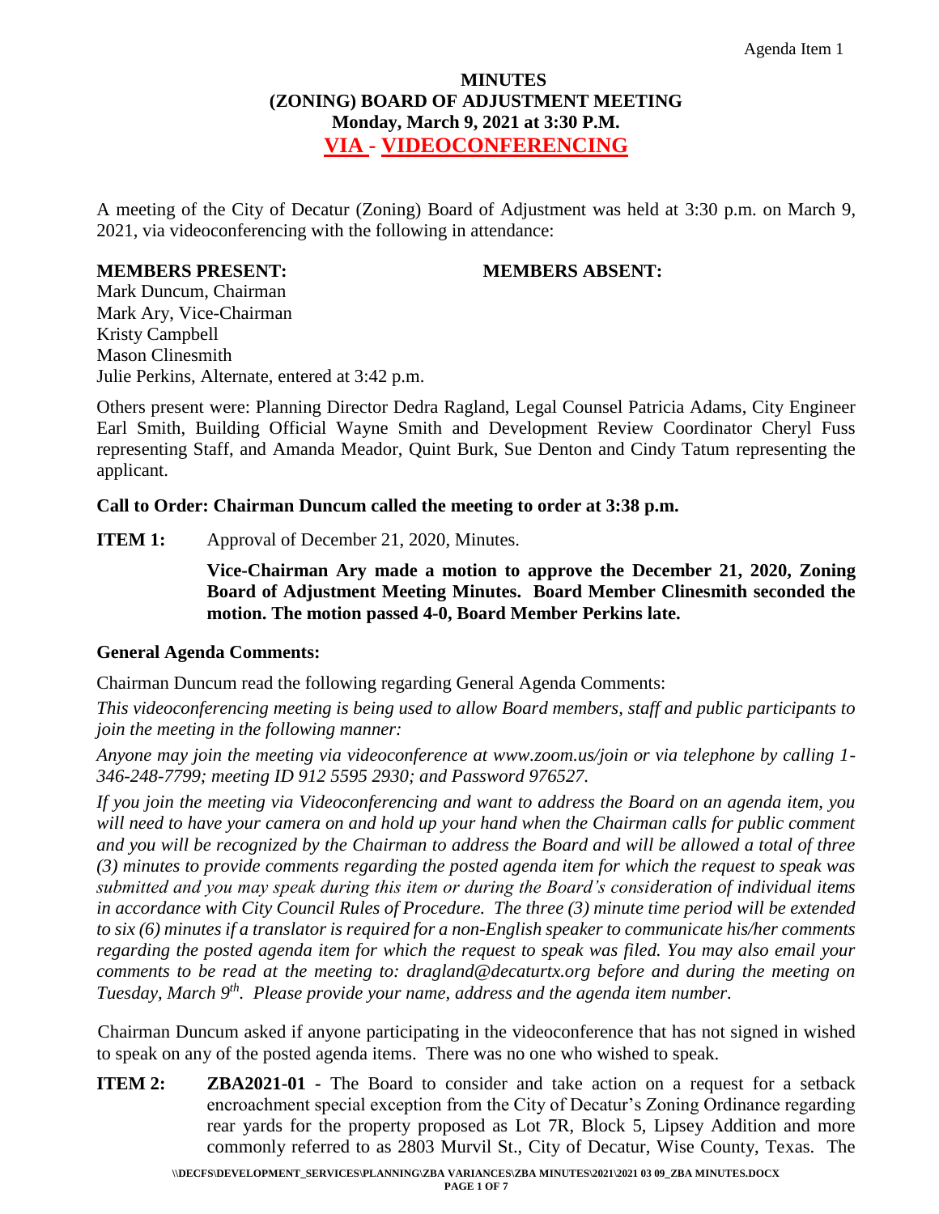Agenda Item 1

# MINUTES
## (ZONING) BOARD OF ADJUSTMENT MEETING
### Monday, March 9, 2021 at 3:30 P.M.
### VIA - VIDEOCONFERENCING

A meeting of the City of Decatur (Zoning) Board of Adjustment was held at 3:30 p.m. on March 9, 2021, via videoconferencing with the following in attendance:

**MEMBERS PRESENT:**

Mark Duncum, Chairman
Mark Ary, Vice-Chairman
Kristy Campbell
Mason Clinesmith
Julie Perkins, Alternate, entered at 3:42 p.m.

**MEMBERS ABSENT:**

Others present were: Planning Director Dedra Ragland, Legal Counsel Patricia Adams, City Engineer Earl Smith, Building Official Wayne Smith and Development Review Coordinator Cheryl Fuss representing Staff, and Amanda Meador, Quint Burk, Sue Denton and Cindy Tatum representing the applicant.

**Call to Order: Chairman Duncum called the meeting to order at 3:38 p.m.**

**ITEM 1:** Approval of December 21, 2020, Minutes.

**Vice-Chairman Ary made a motion to approve the December 21, 2020, Zoning Board of Adjustment Meeting Minutes. Board Member Clinesmith seconded the motion. The motion passed 4-0, Board Member Perkins late.**

**General Agenda Comments:**

Chairman Duncum read the following regarding General Agenda Comments:

*This videoconferencing meeting is being used to allow Board members, staff and public participants to join the meeting in the following manner:*

*Anyone may join the meeting via videoconference at www.zoom.us/join or via telephone by calling 1-346-248-7799; meeting ID 912 5595 2930; and Password 976527.*

*If you join the meeting via Videoconferencing and want to address the Board on an agenda item, you will need to have your camera on and hold up your hand when the Chairman calls for public comment and you will be recognized by the Chairman to address the Board and will be allowed a total of three (3) minutes to provide comments regarding the posted agenda item for which the request to speak was submitted and you may speak during this item or during the Board's consideration of individual items in accordance with City Council Rules of Procedure. The three (3) minute time period will be extended to six (6) minutes if a translator is required for a non-English speaker to communicate his/her comments regarding the posted agenda item for which the request to speak was filed. You may also email your comments to be read at the meeting to: dragland@decaturtx.org before and during the meeting on Tuesday, March 9th. Please provide your name, address and the agenda item number.*

Chairman Duncum asked if anyone participating in the videoconference that has not signed in wished to speak on any of the posted agenda items. There was no one who wished to speak.

**ITEM 2:** **ZBA2021-01 -** The Board to consider and take action on a request for a setback encroachment special exception from the City of Decatur's Zoning Ordinance regarding rear yards for the property proposed as Lot 7R, Block 5, Lipsey Addition and more commonly referred to as 2803 Murvil St., City of Decatur, Wise County, Texas. The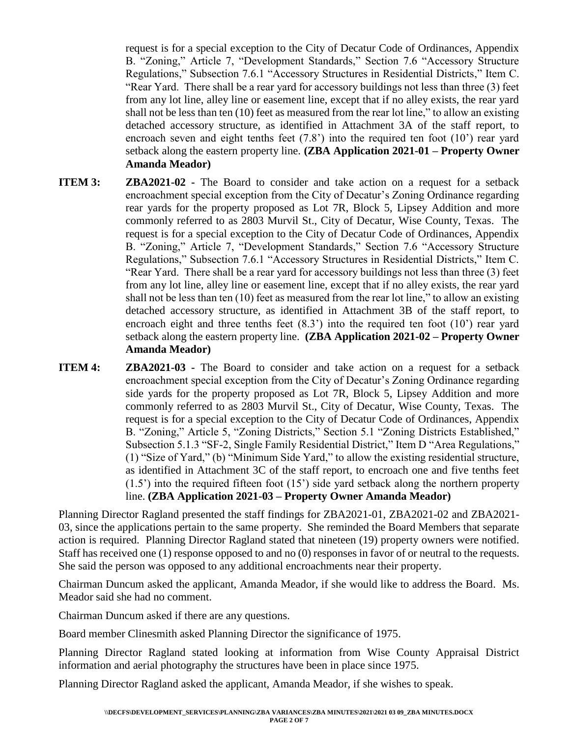request is for a special exception to the City of Decatur Code of Ordinances, Appendix B. "Zoning," Article 7, "Development Standards," Section 7.6 "Accessory Structure Regulations," Subsection 7.6.1 "Accessory Structures in Residential Districts," Item C. "Rear Yard. There shall be a rear yard for accessory buildings not less than three (3) feet from any lot line, alley line or easement line, except that if no alley exists, the rear yard shall not be less than ten (10) feet as measured from the rear lot line," to allow an existing detached accessory structure, as identified in Attachment 3A of the staff report, to encroach seven and eight tenths feet (7.8') into the required ten foot (10') rear yard setback along the eastern property line. **(ZBA Application 2021-01 – Property Owner Amanda Meador)**

**ITEM 3:** **ZBA2021-02 -** The Board to consider and take action on a request for a setback encroachment special exception from the City of Decatur's Zoning Ordinance regarding rear yards for the property proposed as Lot 7R, Block 5, Lipsey Addition and more commonly referred to as 2803 Murvil St., City of Decatur, Wise County, Texas. The request is for a special exception to the City of Decatur Code of Ordinances, Appendix B. "Zoning," Article 7, "Development Standards," Section 7.6 "Accessory Structure Regulations," Subsection 7.6.1 "Accessory Structures in Residential Districts," Item C. "Rear Yard. There shall be a rear yard for accessory buildings not less than three (3) feet from any lot line, alley line or easement line, except that if no alley exists, the rear yard shall not be less than ten (10) feet as measured from the rear lot line," to allow an existing detached accessory structure, as identified in Attachment 3B of the staff report, to encroach eight and three tenths feet (8.3') into the required ten foot (10') rear yard setback along the eastern property line. **(ZBA Application 2021-02 – Property Owner Amanda Meador)**

**ITEM 4:** **ZBA2021-03 -** The Board to consider and take action on a request for a setback encroachment special exception from the City of Decatur's Zoning Ordinance regarding side yards for the property proposed as Lot 7R, Block 5, Lipsey Addition and more commonly referred to as 2803 Murvil St., City of Decatur, Wise County, Texas. The request is for a special exception to the City of Decatur Code of Ordinances, Appendix B. "Zoning," Article 5, "Zoning Districts," Section 5.1 "Zoning Districts Established," Subsection 5.1.3 "SF-2, Single Family Residential District," Item D "Area Regulations," (1) "Size of Yard," (b) "Minimum Side Yard," to allow the existing residential structure, as identified in Attachment 3C of the staff report, to encroach one and five tenths feet (1.5') into the required fifteen foot (15') side yard setback along the northern property line. **(ZBA Application 2021-03 – Property Owner Amanda Meador)**

Planning Director Ragland presented the staff findings for ZBA2021-01, ZBA2021-02 and ZBA2021-03, since the applications pertain to the same property. She reminded the Board Members that separate action is required. Planning Director Ragland stated that nineteen (19) property owners were notified. Staff has received one (1) response opposed to and no (0) responses in favor of or neutral to the requests. She said the person was opposed to any additional encroachments near their property.

Chairman Duncum asked the applicant, Amanda Meador, if she would like to address the Board. Ms. Meador said she had no comment.

Chairman Duncum asked if there are any questions.

Board member Clinesmith asked Planning Director the significance of 1975.

Planning Director Ragland stated looking at information from Wise County Appraisal District information and aerial photography the structures have been in place since 1975.

Planning Director Ragland asked the applicant, Amanda Meador, if she wishes to speak.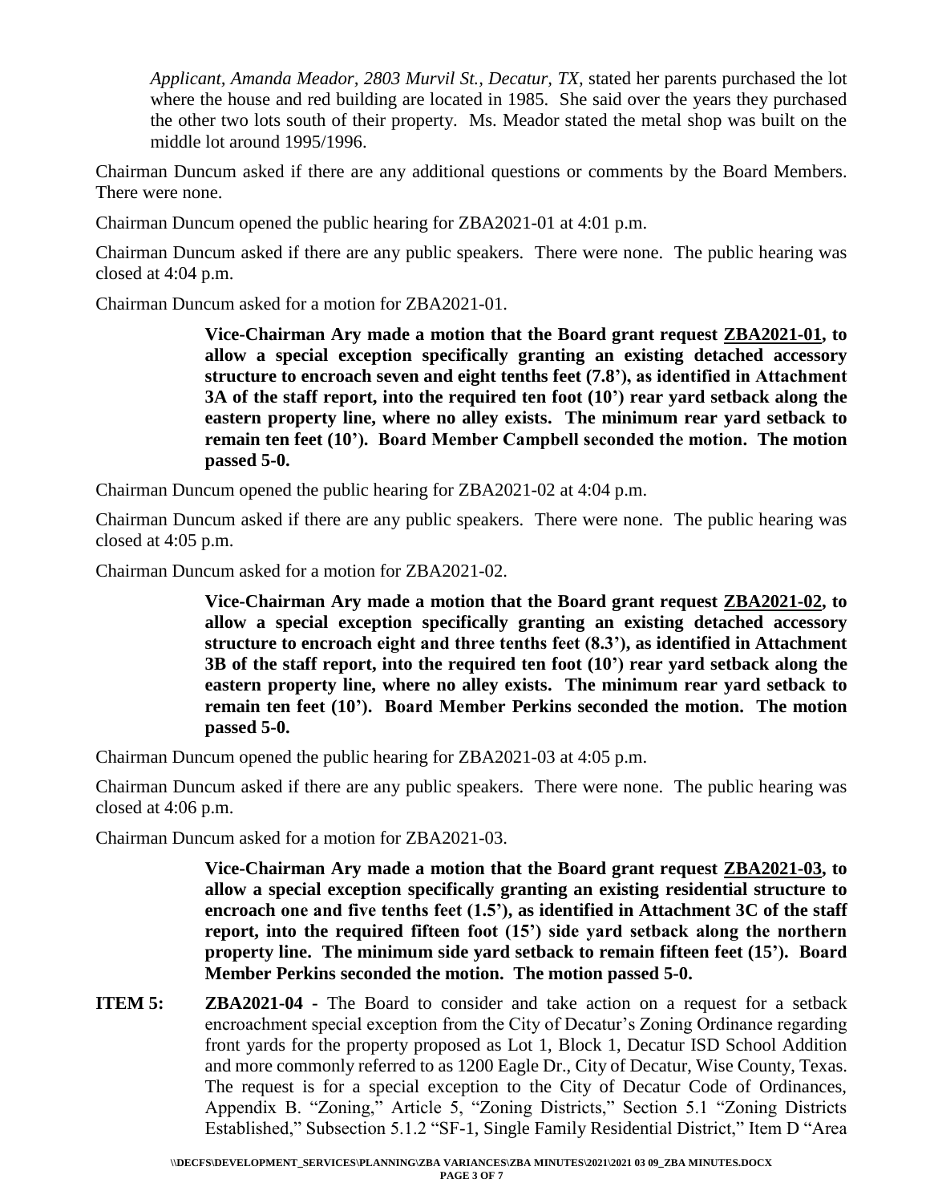*Applicant, Amanda Meador, 2803 Murvil St., Decatur, TX,* stated her parents purchased the lot where the house and red building are located in 1985. She said over the years they purchased the other two lots south of their property. Ms. Meador stated the metal shop was built on the middle lot around 1995/1996.

Chairman Duncum asked if there are any additional questions or comments by the Board Members. There were none.

Chairman Duncum opened the public hearing for ZBA2021-01 at 4:01 p.m.

Chairman Duncum asked if there are any public speakers. There were none. The public hearing was closed at 4:04 p.m.

Chairman Duncum asked for a motion for ZBA2021-01.

> **Vice-Chairman Ary made a motion that the Board grant request <u>ZBA2021-01</u>, to allow a special exception specifically granting an existing detached accessory structure to encroach seven and eight tenths feet (7.8'), as identified in Attachment 3A of the staff report, into the required ten foot (10') rear yard setback along the eastern property line, where no alley exists. The minimum rear yard setback to remain ten feet (10'). Board Member Campbell seconded the motion. The motion passed 5-0.**

Chairman Duncum opened the public hearing for ZBA2021-02 at 4:04 p.m.

Chairman Duncum asked if there are any public speakers. There were none. The public hearing was closed at 4:05 p.m.

Chairman Duncum asked for a motion for ZBA2021-02.

> **Vice-Chairman Ary made a motion that the Board grant request <u>ZBA2021-02</u>, to allow a special exception specifically granting an existing detached accessory structure to encroach eight and three tenths feet (8.3'), as identified in Attachment 3B of the staff report, into the required ten foot (10') rear yard setback along the eastern property line, where no alley exists. The minimum rear yard setback to remain ten feet (10'). Board Member Perkins seconded the motion. The motion passed 5-0.**

Chairman Duncum opened the public hearing for ZBA2021-03 at 4:05 p.m.

Chairman Duncum asked if there are any public speakers. There were none. The public hearing was closed at 4:06 p.m.

Chairman Duncum asked for a motion for ZBA2021-03.

> **Vice-Chairman Ary made a motion that the Board grant request <u>ZBA2021-03</u>, to allow a special exception specifically granting an existing residential structure to encroach one and five tenths feet (1.5'), as identified in Attachment 3C of the staff report, into the required fifteen foot (15') side yard setback along the northern property line. The minimum side yard setback to remain fifteen feet (15'). Board Member Perkins seconded the motion. The motion passed 5-0.**

**ITEM 5:** **ZBA2021-04** - The Board to consider and take action on a request for a setback encroachment special exception from the City of Decatur's Zoning Ordinance regarding front yards for the property proposed as Lot 1, Block 1, Decatur ISD School Addition and more commonly referred to as 1200 Eagle Dr., City of Decatur, Wise County, Texas. The request is for a special exception to the City of Decatur Code of Ordinances, Appendix B. "Zoning," Article 5, "Zoning Districts," Section 5.1 "Zoning Districts Established," Subsection 5.1.2 "SF-1, Single Family Residential District," Item D "Area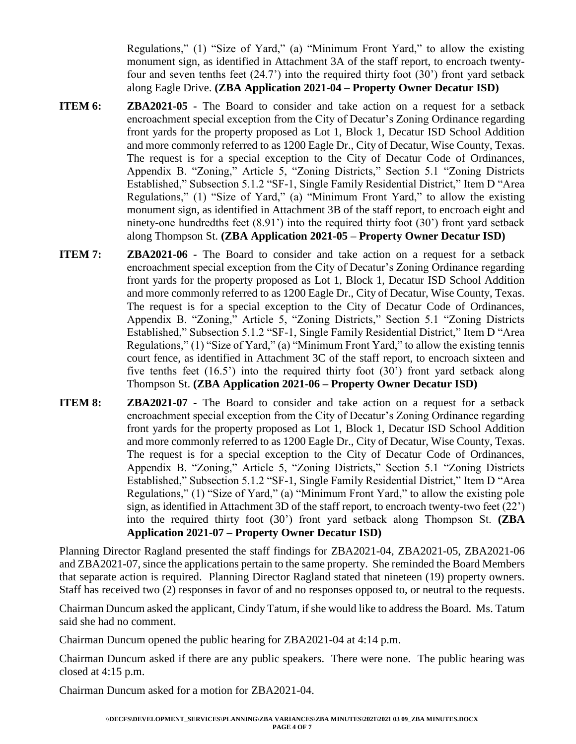Regulations," (1) "Size of Yard," (a) "Minimum Front Yard," to allow the existing monument sign, as identified in Attachment 3A of the staff report, to encroach twenty-four and seven tenths feet (24.7') into the required thirty foot (30') front yard setback along Eagle Drive. **(ZBA Application 2021-04 – Property Owner Decatur ISD)**

**ITEM 6:** **ZBA2021-05 -** The Board to consider and take action on a request for a setback encroachment special exception from the City of Decatur's Zoning Ordinance regarding front yards for the property proposed as Lot 1, Block 1, Decatur ISD School Addition and more commonly referred to as 1200 Eagle Dr., City of Decatur, Wise County, Texas. The request is for a special exception to the City of Decatur Code of Ordinances, Appendix B. "Zoning," Article 5, "Zoning Districts," Section 5.1 "Zoning Districts Established," Subsection 5.1.2 "SF-1, Single Family Residential District," Item D "Area Regulations," (1) "Size of Yard," (a) "Minimum Front Yard," to allow the existing monument sign, as identified in Attachment 3B of the staff report, to encroach eight and ninety-one hundredths feet (8.91') into the required thirty foot (30') front yard setback along Thompson St. **(ZBA Application 2021-05 – Property Owner Decatur ISD)**

**ITEM 7:** **ZBA2021-06 -** The Board to consider and take action on a request for a setback encroachment special exception from the City of Decatur's Zoning Ordinance regarding front yards for the property proposed as Lot 1, Block 1, Decatur ISD School Addition and more commonly referred to as 1200 Eagle Dr., City of Decatur, Wise County, Texas. The request is for a special exception to the City of Decatur Code of Ordinances, Appendix B. "Zoning," Article 5, "Zoning Districts," Section 5.1 "Zoning Districts Established," Subsection 5.1.2 "SF-1, Single Family Residential District," Item D "Area Regulations," (1) "Size of Yard," (a) "Minimum Front Yard," to allow the existing tennis court fence, as identified in Attachment 3C of the staff report, to encroach sixteen and five tenths feet (16.5') into the required thirty foot (30') front yard setback along Thompson St. **(ZBA Application 2021-06 – Property Owner Decatur ISD)**

**ITEM 8:** **ZBA2021-07 -** The Board to consider and take action on a request for a setback encroachment special exception from the City of Decatur's Zoning Ordinance regarding front yards for the property proposed as Lot 1, Block 1, Decatur ISD School Addition and more commonly referred to as 1200 Eagle Dr., City of Decatur, Wise County, Texas. The request is for a special exception to the City of Decatur Code of Ordinances, Appendix B. "Zoning," Article 5, "Zoning Districts," Section 5.1 "Zoning Districts Established," Subsection 5.1.2 "SF-1, Single Family Residential District," Item D "Area Regulations," (1) "Size of Yard," (a) "Minimum Front Yard," to allow the existing pole sign, as identified in Attachment 3D of the staff report, to encroach twenty-two feet (22') into the required thirty foot (30') front yard setback along Thompson St. **(ZBA Application 2021-07 – Property Owner Decatur ISD)**

Planning Director Ragland presented the staff findings for ZBA2021-04, ZBA2021-05, ZBA2021-06 and ZBA2021-07, since the applications pertain to the same property. She reminded the Board Members that separate action is required. Planning Director Ragland stated that nineteen (19) property owners. Staff has received two (2) responses in favor of and no responses opposed to, or neutral to the requests.

Chairman Duncum asked the applicant, Cindy Tatum, if she would like to address the Board. Ms. Tatum said she had no comment.

Chairman Duncum opened the public hearing for ZBA2021-04 at 4:14 p.m.

Chairman Duncum asked if there are any public speakers. There were none. The public hearing was closed at 4:15 p.m.

Chairman Duncum asked for a motion for ZBA2021-04.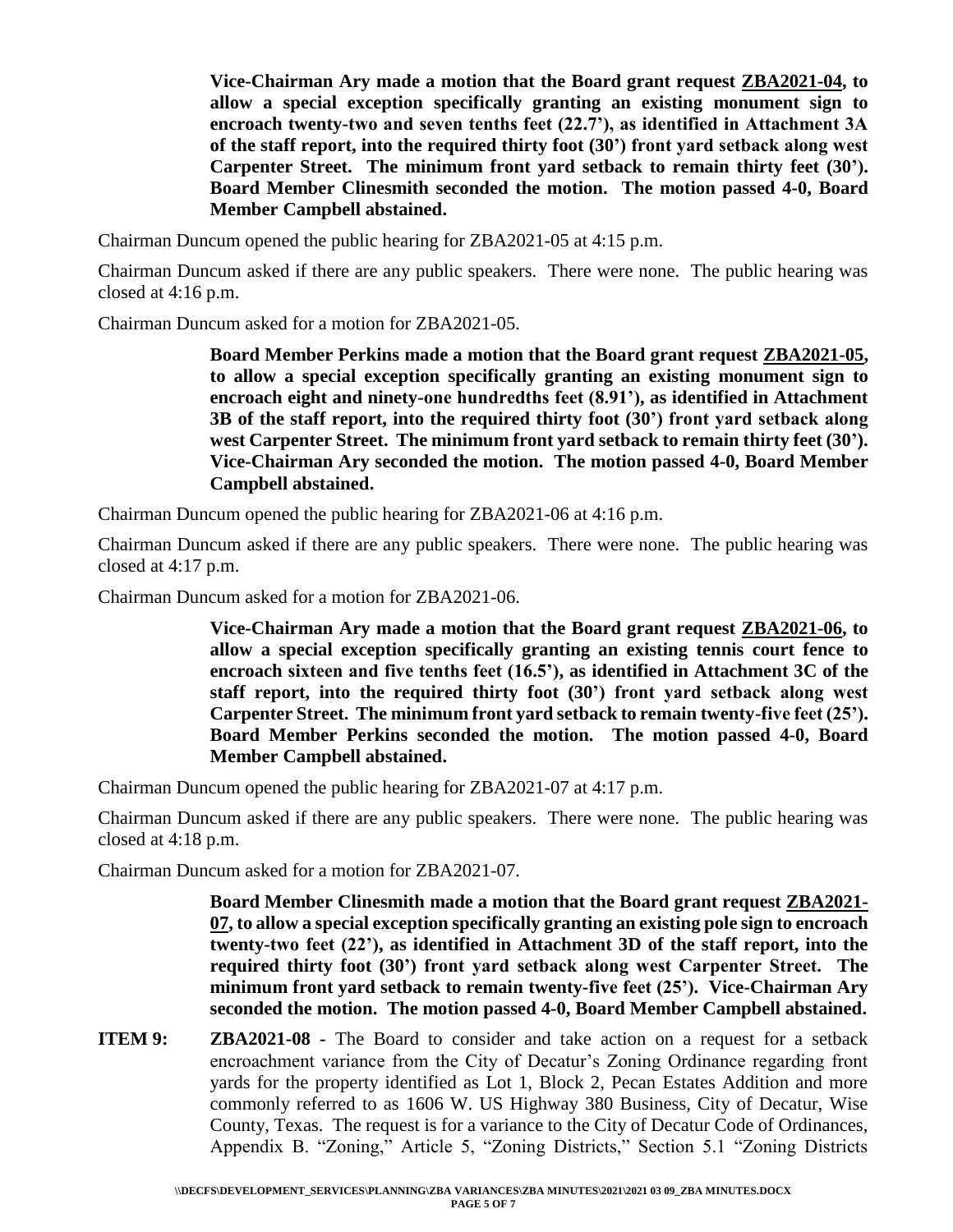**Vice-Chairman Ary made a motion that the Board grant request ZBA2021-04, to allow a special exception specifically granting an existing monument sign to encroach twenty-two and seven tenths feet (22.7'), as identified in Attachment 3A of the staff report, into the required thirty foot (30') front yard setback along west Carpenter Street. The minimum front yard setback to remain thirty feet (30'). Board Member Clinesmith seconded the motion. The motion passed 4-0, Board Member Campbell abstained.**

Chairman Duncum opened the public hearing for ZBA2021-05 at 4:15 p.m.

Chairman Duncum asked if there are any public speakers. There were none. The public hearing was closed at 4:16 p.m.

Chairman Duncum asked for a motion for ZBA2021-05.

**Board Member Perkins made a motion that the Board grant request ZBA2021-05, to allow a special exception specifically granting an existing monument sign to encroach eight and ninety-one hundredths feet (8.91'), as identified in Attachment 3B of the staff report, into the required thirty foot (30') front yard setback along west Carpenter Street. The minimum front yard setback to remain thirty feet (30'). Vice-Chairman Ary seconded the motion. The motion passed 4-0, Board Member Campbell abstained.**

Chairman Duncum opened the public hearing for ZBA2021-06 at 4:16 p.m.

Chairman Duncum asked if there are any public speakers. There were none. The public hearing was closed at 4:17 p.m.

Chairman Duncum asked for a motion for ZBA2021-06.

**Vice-Chairman Ary made a motion that the Board grant request ZBA2021-06, to allow a special exception specifically granting an existing tennis court fence to encroach sixteen and five tenths feet (16.5'), as identified in Attachment 3C of the staff report, into the required thirty foot (30') front yard setback along west Carpenter Street. The minimum front yard setback to remain twenty-five feet (25'). Board Member Perkins seconded the motion. The motion passed 4-0, Board Member Campbell abstained.**

Chairman Duncum opened the public hearing for ZBA2021-07 at 4:17 p.m.

Chairman Duncum asked if there are any public speakers. There were none. The public hearing was closed at 4:18 p.m.

Chairman Duncum asked for a motion for ZBA2021-07.

**Board Member Clinesmith made a motion that the Board grant request ZBA2021-07, to allow a special exception specifically granting an existing pole sign to encroach twenty-two feet (22'), as identified in Attachment 3D of the staff report, into the required thirty foot (30') front yard setback along west Carpenter Street. The minimum front yard setback to remain twenty-five feet (25'). Vice-Chairman Ary seconded the motion. The motion passed 4-0, Board Member Campbell abstained.**

**ITEM 9:** **ZBA2021-08 -** The Board to consider and take action on a request for a setback encroachment variance from the City of Decatur's Zoning Ordinance regarding front yards for the property identified as Lot 1, Block 2, Pecan Estates Addition and more commonly referred to as 1606 W. US Highway 380 Business, City of Decatur, Wise County, Texas. The request is for a variance to the City of Decatur Code of Ordinances, Appendix B. "Zoning," Article 5, "Zoning Districts," Section 5.1 "Zoning Districts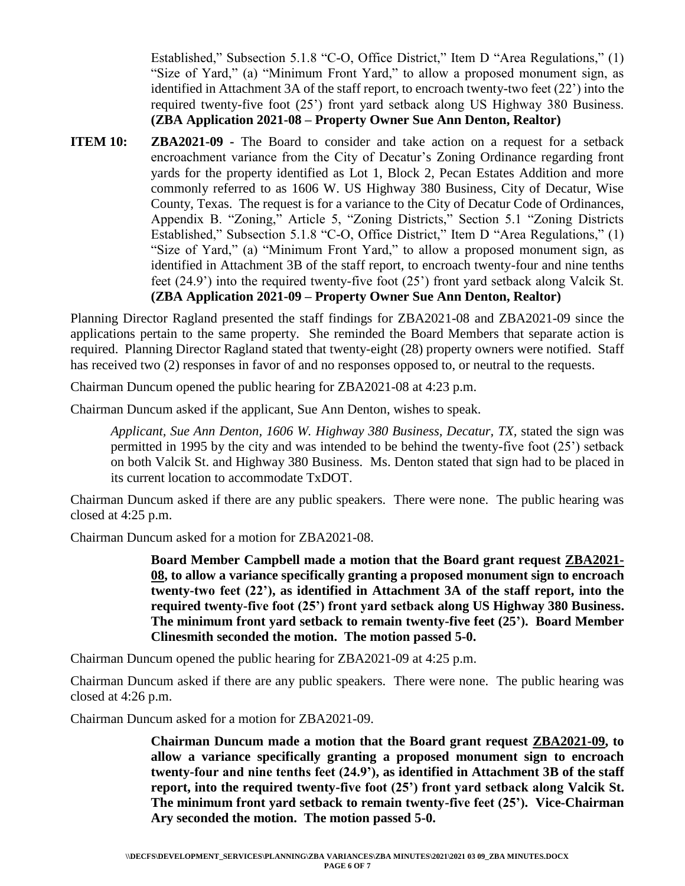Established," Subsection 5.1.8 "C-O, Office District," Item D "Area Regulations," (1) "Size of Yard," (a) "Minimum Front Yard," to allow a proposed monument sign, as identified in Attachment 3A of the staff report, to encroach twenty-two feet (22') into the required twenty-five foot (25') front yard setback along US Highway 380 Business. **(ZBA Application 2021-08 – Property Owner Sue Ann Denton, Realtor)**

**ITEM 10:** **ZBA2021-09 -** The Board to consider and take action on a request for a setback encroachment variance from the City of Decatur's Zoning Ordinance regarding front yards for the property identified as Lot 1, Block 2, Pecan Estates Addition and more commonly referred to as 1606 W. US Highway 380 Business, City of Decatur, Wise County, Texas. The request is for a variance to the City of Decatur Code of Ordinances, Appendix B. "Zoning," Article 5, "Zoning Districts," Section 5.1 "Zoning Districts Established," Subsection 5.1.8 "C-O, Office District," Item D "Area Regulations," (1) "Size of Yard," (a) "Minimum Front Yard," to allow a proposed monument sign, as identified in Attachment 3B of the staff report, to encroach twenty-four and nine tenths feet (24.9') into the required twenty-five foot (25') front yard setback along Valcik St. **(ZBA Application 2021-09 – Property Owner Sue Ann Denton, Realtor)**

Planning Director Ragland presented the staff findings for ZBA2021-08 and ZBA2021-09 since the applications pertain to the same property. She reminded the Board Members that separate action is required. Planning Director Ragland stated that twenty-eight (28) property owners were notified. Staff has received two (2) responses in favor of and no responses opposed to, or neutral to the requests.

Chairman Duncum opened the public hearing for ZBA2021-08 at 4:23 p.m.

Chairman Duncum asked if the applicant, Sue Ann Denton, wishes to speak.

> *Applicant, Sue Ann Denton, 1606 W. Highway 380 Business, Decatur, TX*, stated the sign was permitted in 1995 by the city and was intended to be behind the twenty-five foot (25') setback on both Valcik St. and Highway 380 Business. Ms. Denton stated that sign had to be placed in its current location to accommodate TxDOT.

Chairman Duncum asked if there are any public speakers. There were none. The public hearing was closed at 4:25 p.m.

Chairman Duncum asked for a motion for ZBA2021-08.

> **Board Member Campbell made a motion that the Board grant request ZBA2021-08, to allow a variance specifically granting a proposed monument sign to encroach twenty-two feet (22'), as identified in Attachment 3A of the staff report, into the required twenty-five foot (25') front yard setback along US Highway 380 Business. The minimum front yard setback to remain twenty-five feet (25'). Board Member Clinesmith seconded the motion. The motion passed 5-0.**

Chairman Duncum opened the public hearing for ZBA2021-09 at 4:25 p.m.

Chairman Duncum asked if there are any public speakers. There were none. The public hearing was closed at 4:26 p.m.

Chairman Duncum asked for a motion for ZBA2021-09.

> **Chairman Duncum made a motion that the Board grant request ZBA2021-09, to allow a variance specifically granting a proposed monument sign to encroach twenty-four and nine tenths feet (24.9'), as identified in Attachment 3B of the staff report, into the required twenty-five foot (25') front yard setback along Valcik St. The minimum front yard setback to remain twenty-five feet (25'). Vice-Chairman Ary seconded the motion. The motion passed 5-0.**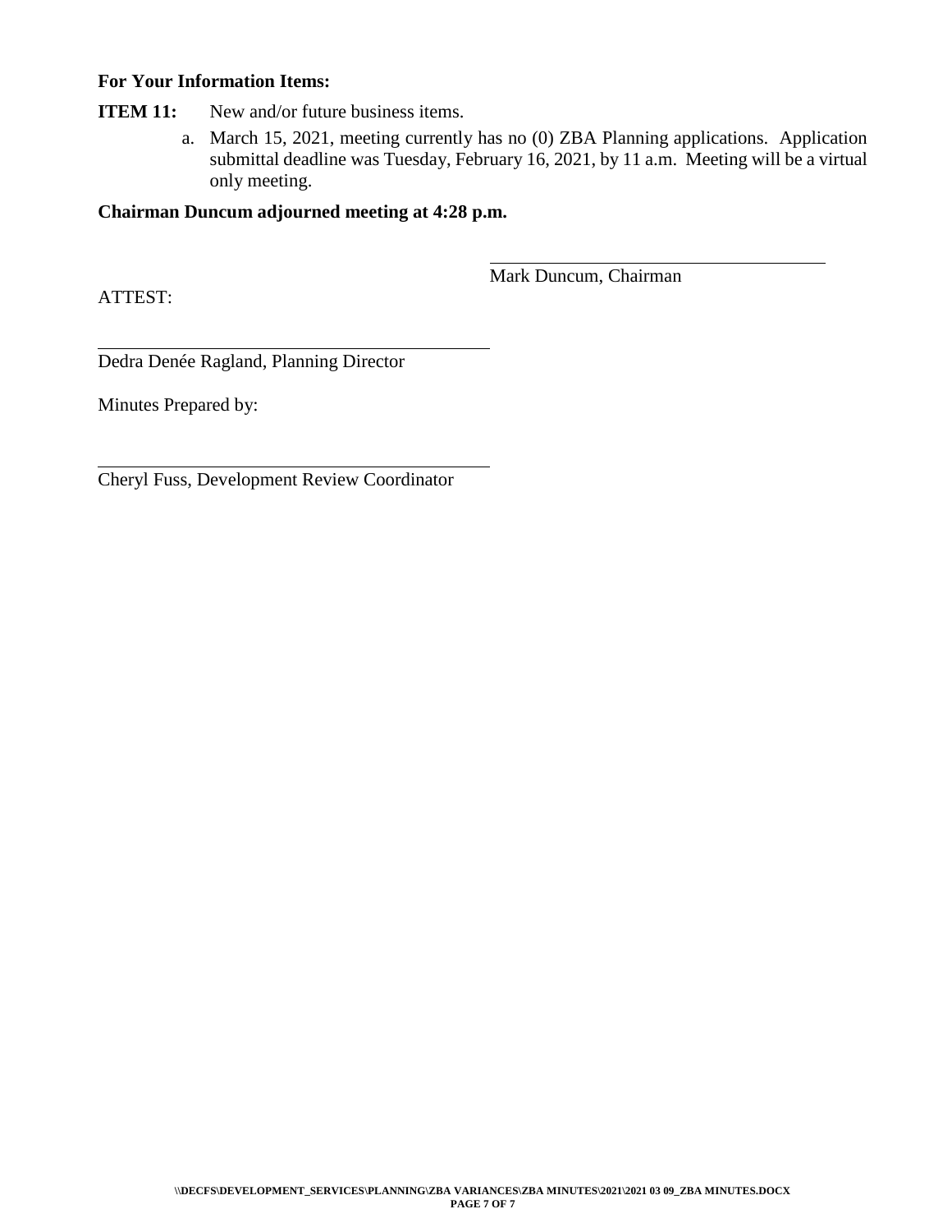**For Your Information Items:**

**ITEM 11:** New and/or future business items.

a. March 15, 2021, meeting currently has no (0) ZBA Planning applications. Application submittal deadline was Tuesday, February 16, 2021, by 11 a.m. Meeting will be a virtual only meeting.

**Chairman Duncum adjourned meeting at 4:28 p.m.**

Mark Duncum, Chairman

ATTEST:

Dedra Denée Ragland, Planning Director

Minutes Prepared by:

Cheryl Fuss, Development Review Coordinator